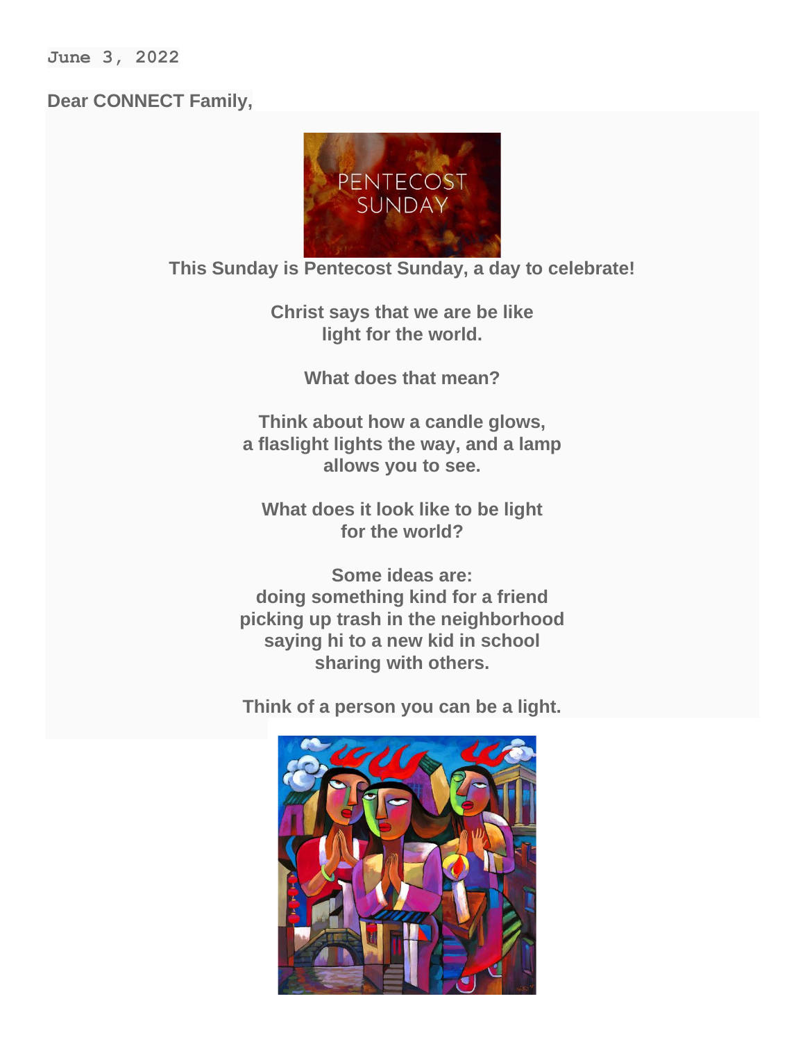June 3, 2022

**Dear CONNECT Family,**

**This Sunday is Pentecost Sunday, a day to celebrate!**

**Christ says that we are be like light for the world.**

**What does that mean?**

**Think about how a candle glows, a flaslight lights the way, and a lamp allows you to see.**

**What does it look like to be light for the world?**

**Some ideas are:**
**doing something kind for a friend**
**picking up trash in the neighborhood**
**saying hi to a new kid in school**
**sharing with others.**

**Think of a person you can be a light.**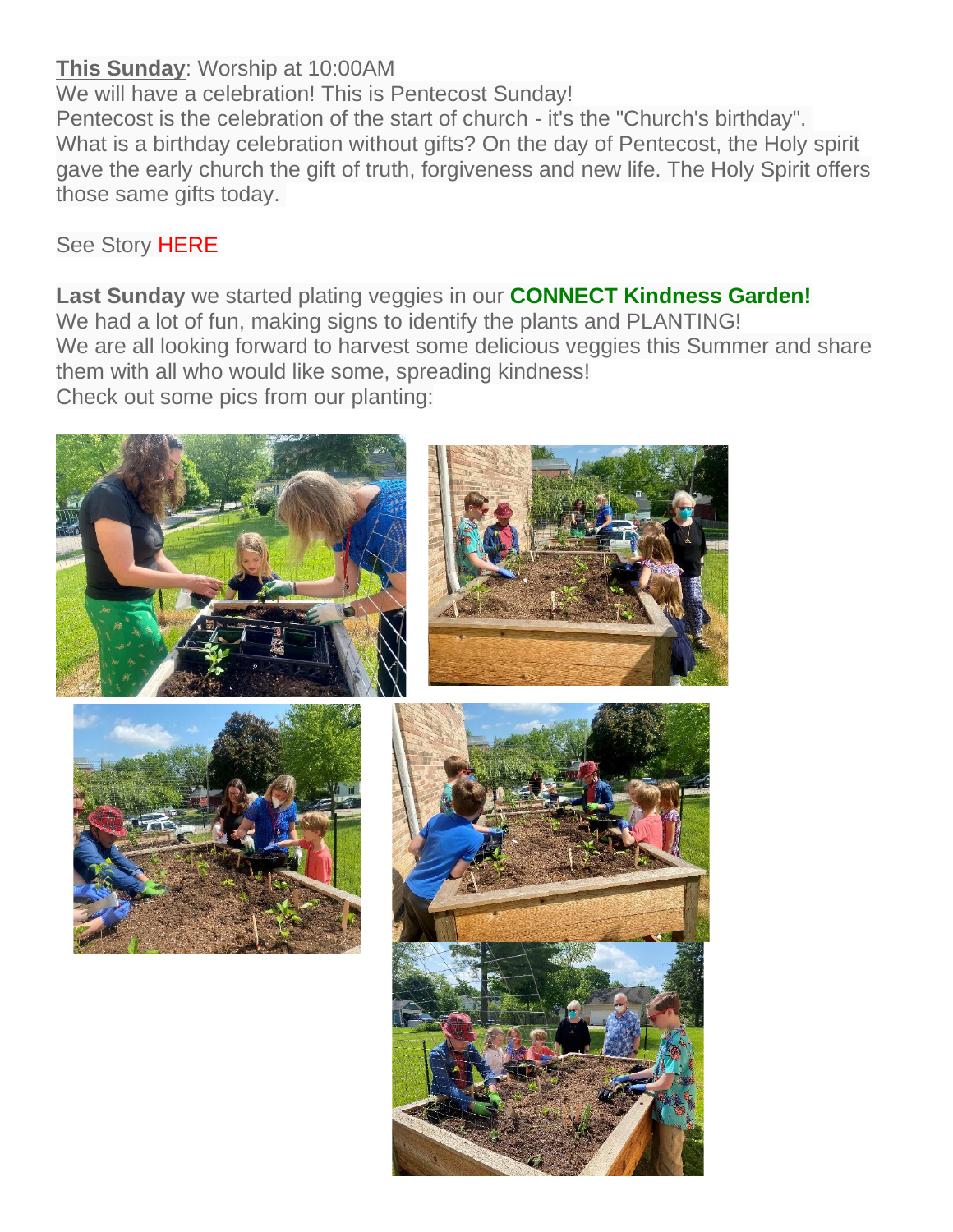**This Sunday**: Worship at 10:00AM

We will have a celebration! This is Pentecost Sunday!

Pentecost is the celebration of the start of church - it's the "Church's birthday".

What is a birthday celebration without gifts? On the day of Pentecost, the Holy spirit gave the early church the gift of truth, forgiveness and new life. The Holy Spirit offers those same gifts today.

See Story HERE

**Last Sunday** we started plating veggies in our **CONNECT Kindness Garden!**

We had a lot of fun, making signs to identify the plants and PLANTING!

We are all looking forward to harvest some delicious veggies this Summer and share them with all who would like some, spreading kindness!

Check out some pics from our planting: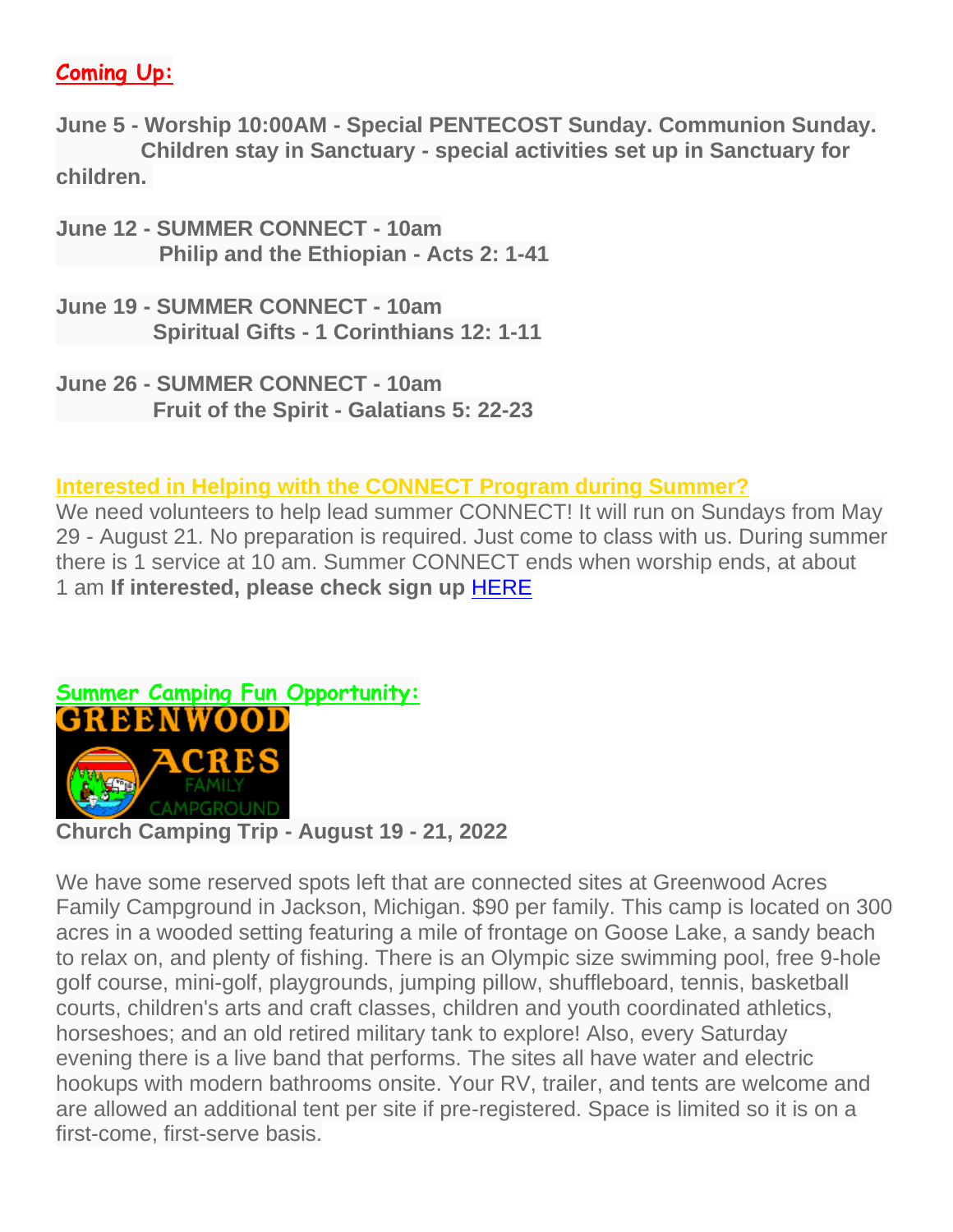## Coming Up:

**June 5 - Worship 10:00AM - Special PENTECOST Sunday. Communion Sunday. Children stay in Sanctuary - special activities set up in Sanctuary for children.**

**June 12 - SUMMER CONNECT - 10am**
**Philip and the Ethiopian - Acts 2: 1-41**

**June 19 - SUMMER CONNECT - 10am**
**Spiritual Gifts - 1 Corinthians 12: 1-11**

**June 26 - SUMMER CONNECT - 10am**
**Fruit of the Spirit - Galatians 5: 22-23**

### Interested in Helping with the CONNECT Program during Summer?

We need volunteers to help lead summer CONNECT! It will run on Sundays from May 29 - August 21. No preparation is required. Just come to class with us. During summer there is 1 service at 10 am. Summer CONNECT ends when worship ends, at about 1 am **If interested, please check sign up** HERE

### Summer Camping Fun Opportunity:

GREENWOOD ACRES FAMILY CAMPGROUND

**Church Camping Trip - August 19 - 21, 2022**

We have some reserved spots left that are connected sites at Greenwood Acres Family Campground in Jackson, Michigan. $90 per family. This camp is located on 300 acres in a wooded setting featuring a mile of frontage on Goose Lake, a sandy beach to relax on, and plenty of fishing. There is an Olympic size swimming pool, free 9-hole golf course, mini-golf, playgrounds, jumping pillow, shuffleboard, tennis, basketball courts, children's arts and craft classes, children and youth coordinated athletics, horseshoes; and an old retired military tank to explore! Also, every Saturday evening there is a live band that performs. The sites all have water and electric hookups with modern bathrooms onsite. Your RV, trailer, and tents are welcome and are allowed an additional tent per site if pre-registered. Space is limited so it is on a first-come, first-serve basis.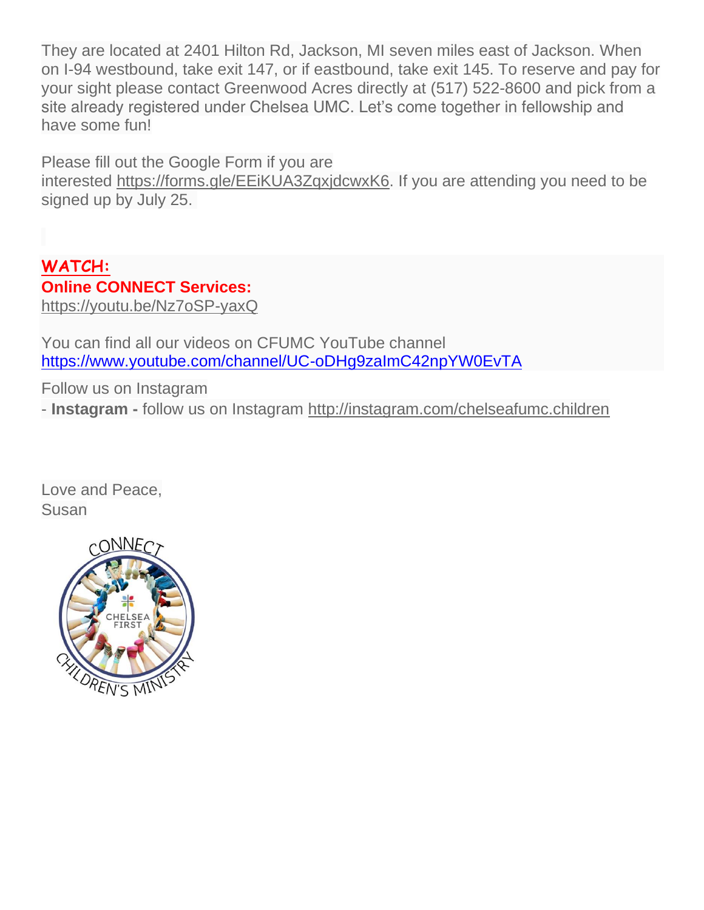They are located at 2401 Hilton Rd, Jackson, MI seven miles east of Jackson. When on I-94 westbound, take exit 147, or if eastbound, take exit 145. To reserve and pay for your sight please contact Greenwood Acres directly at (517) 522-8600 and pick from a site already registered under Chelsea UMC. Let's come together in fellowship and have some fun!

Please fill out the Google Form if you are interested https://forms.gle/EEiKUA3ZqxjdcwxK6. If you are attending you need to be signed up by July 25.

**WATCH:**
**Online CONNECT Services:**
https://youtu.be/Nz7oSP-yaxQ

You can find all our videos on CFUMC YouTube channel https://www.youtube.com/channel/UC-oDHg9zaImC42npYW0EvTA

Follow us on Instagram
- **Instagram -** follow us on Instagram http://instagram.com/chelseafumc.children

Love and Peace,
Susan

CONNECT
CHELSEA FIRST
CHILDREN'S MINISTRY